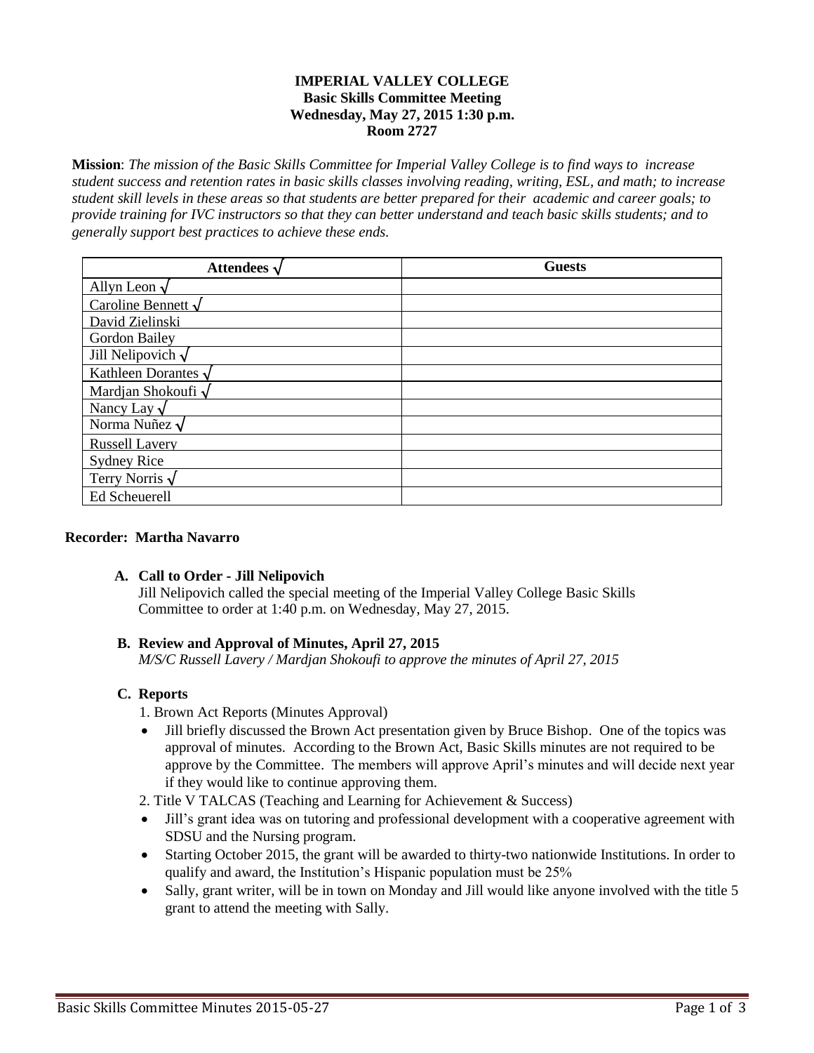**IMPERIAL VALLEY COLLEGE**
**Basic Skills Committee Meeting**
**Wednesday, May 27, 2015 1:30 p.m.**
**Room 2727**

**Mission**: *The mission of the Basic Skills Committee for Imperial Valley College is to find ways to increase student success and retention rates in basic skills classes involving reading, writing, ESL, and math; to increase student skill levels in these areas so that students are better prepared for their academic and career goals; to provide training for IVC instructors so that they can better understand and teach basic skills students; and to generally support best practices to achieve these ends.*

| Attendees √ | Guests |
|---|---|
| Allyn Leon √ | |
| Caroline Bennett √ | |
| David Zielinski | |
| Gordon Bailey | |
| Jill Nelipovich √ | |
| Kathleen Dorantes √ | |
| Mardjan Shokoufi √ | |
| Nancy Lay √ | |
| Norma Nuñez √ | |
| Russell Lavery | |
| Sydney Rice | |
| Terry Norris √ | |
| Ed Scheuerell | |

**Recorder: Martha Navarro**

**A. Call to Order - Jill Nelipovich**

Jill Nelipovich called the special meeting of the Imperial Valley College Basic Skills Committee to order at 1:40 p.m. on Wednesday, May 27, 2015.

**B. Review and Approval of Minutes, April 27, 2015**

*M/S/C Russell Lavery / Mardjan Shokoufi to approve the minutes of April 27, 2015*

**C. Reports**

1. Brown Act Reports (Minutes Approval)

- Jill briefly discussed the Brown Act presentation given by Bruce Bishop. One of the topics was approval of minutes. According to the Brown Act, Basic Skills minutes are not required to be approve by the Committee. The members will approve April's minutes and will decide next year if they would like to continue approving them.

2. Title V TALCAS (Teaching and Learning for Achievement & Success)

- Jill's grant idea was on tutoring and professional development with a cooperative agreement with SDSU and the Nursing program.
- Starting October 2015, the grant will be awarded to thirty-two nationwide Institutions. In order to qualify and award, the Institution's Hispanic population must be 25%
- Sally, grant writer, will be in town on Monday and Jill would like anyone involved with the title 5 grant to attend the meeting with Sally.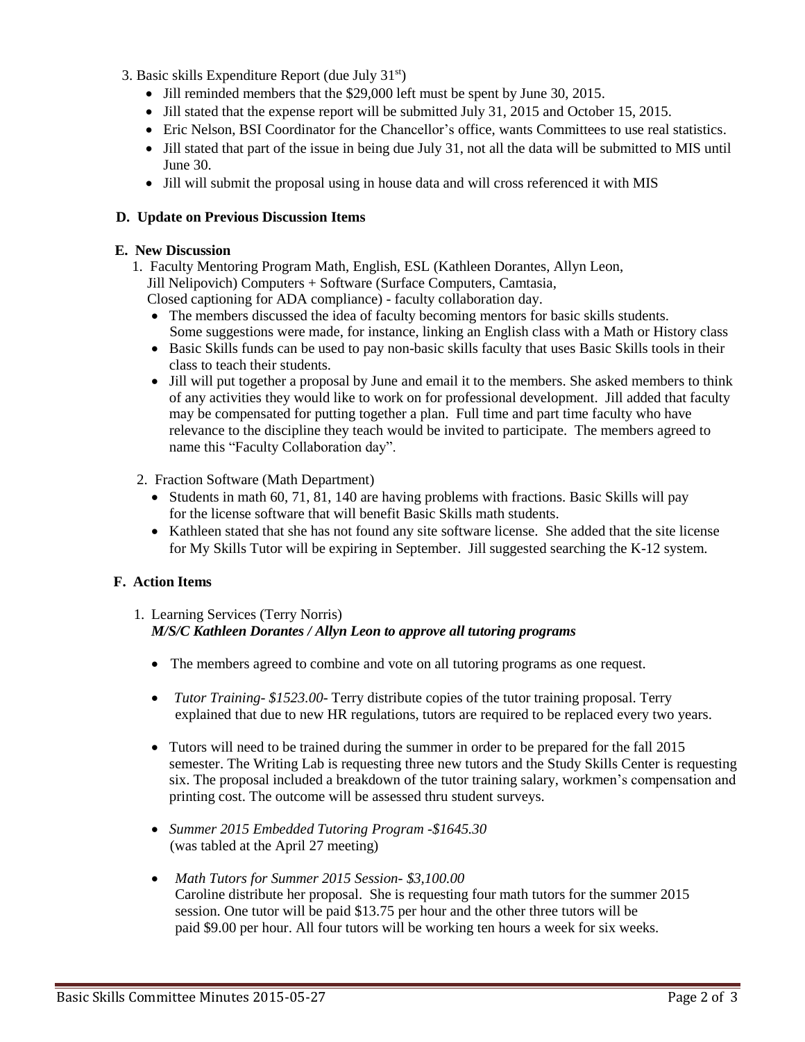3. Basic skills Expenditure Report (due July 31st)
   - Jill reminded members that the $29,000 left must be spent by June 30, 2015.
   - Jill stated that the expense report will be submitted July 31, 2015 and October 15, 2015.
   - Eric Nelson, BSI Coordinator for the Chancellor's office, wants Committees to use real statistics.
   - Jill stated that part of the issue in being due July 31, not all the data will be submitted to MIS until June 30.
   - Jill will submit the proposal using in house data and will cross referenced it with MIS

## D. Update on Previous Discussion Items

## E. New Discussion

1. Faculty Mentoring Program Math, English, ESL (Kathleen Dorantes, Allyn Leon, Jill Nelipovich) Computers + Software (Surface Computers, Camtasia, Closed captioning for ADA compliance) - faculty collaboration day.
   - The members discussed the idea of faculty becoming mentors for basic skills students. Some suggestions were made, for instance, linking an English class with a Math or History class
   - Basic Skills funds can be used to pay non-basic skills faculty that uses Basic Skills tools in their class to teach their students.
   - Jill will put together a proposal by June and email it to the members. She asked members to think of any activities they would like to work on for professional development. Jill added that faculty may be compensated for putting together a plan. Full time and part time faculty who have relevance to the discipline they teach would be invited to participate. The members agreed to name this "Faculty Collaboration day".

2. Fraction Software (Math Department)
   - Students in math 60, 71, 81, 140 are having problems with fractions. Basic Skills will pay for the license software that will benefit Basic Skills math students.
   - Kathleen stated that she has not found any site software license. She added that the site license for My Skills Tutor will be expiring in September. Jill suggested searching the K-12 system.

## F. Action Items

1. Learning Services (Terry Norris)
   ***M/S/C Kathleen Dorantes / Allyn Leon to approve all tutoring programs***

   - The members agreed to combine and vote on all tutoring programs as one request.
   - *Tutor Training- $1523.00-* Terry distribute copies of the tutor training proposal. Terry explained that due to new HR regulations, tutors are required to be replaced every two years.
   - Tutors will need to be trained during the summer in order to be prepared for the fall 2015 semester. The Writing Lab is requesting three new tutors and the Study Skills Center is requesting six. The proposal included a breakdown of the tutor training salary, workmen's compensation and printing cost. The outcome will be assessed thru student surveys.
   - *Summer 2015 Embedded Tutoring Program -$1645.30* (was tabled at the April 27 meeting)
   - *Math Tutors for Summer 2015 Session- $3,100.00*
     Caroline distribute her proposal. She is requesting four math tutors for the summer 2015 session. One tutor will be paid $13.75 per hour and the other three tutors will be paid $9.00 per hour. All four tutors will be working ten hours a week for six weeks.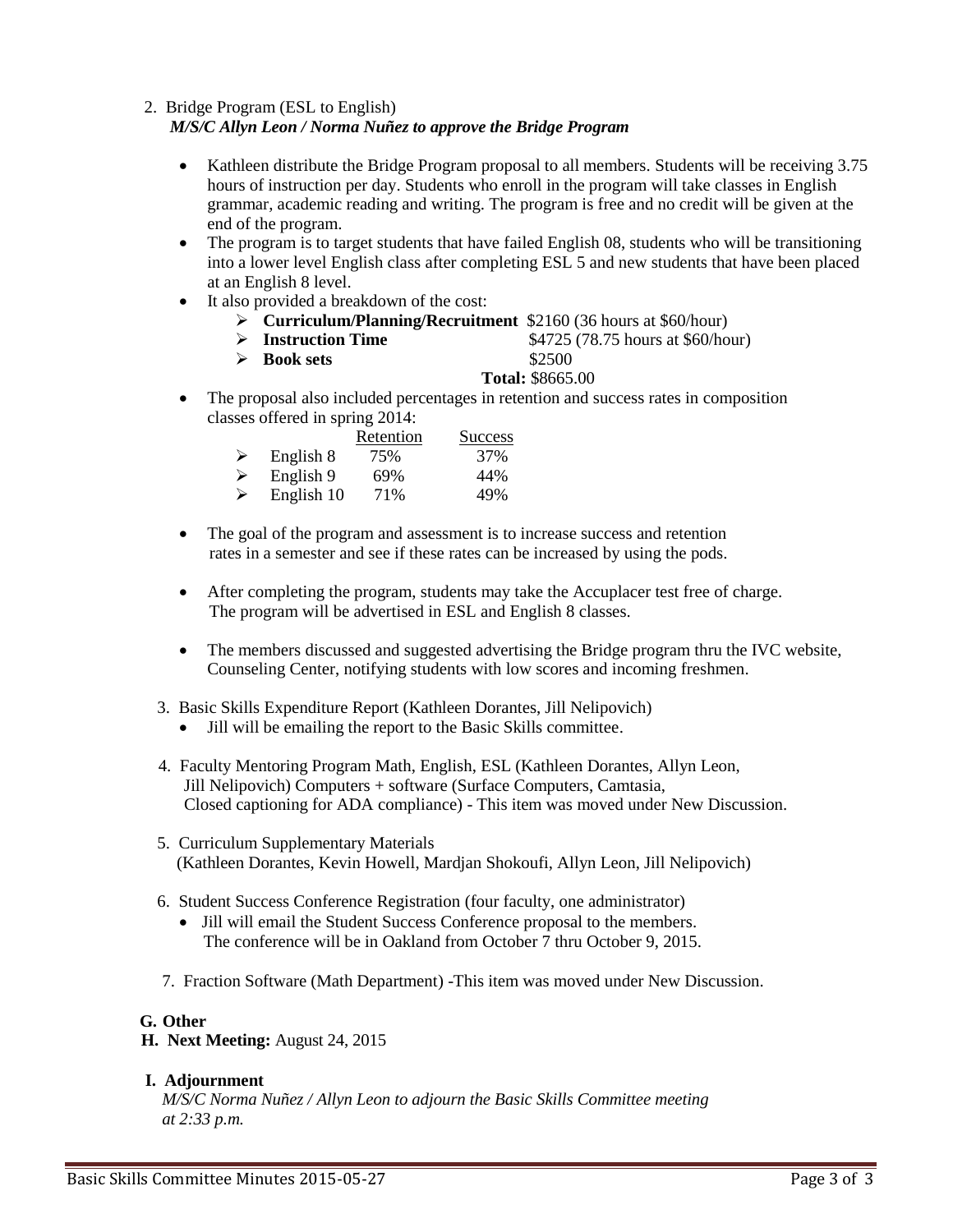2. Bridge Program (ESL to English)
   *M/S/C Allyn Leon / Norma Nuñez to approve the Bridge Program*

   - Kathleen distribute the Bridge Program proposal to all members. Students will be receiving 3.75 hours of instruction per day. Students who enroll in the program will take classes in English grammar, academic reading and writing. The program is free and no credit will be given at the end of the program.
   - The program is to target students that have failed English 08, students who will be transitioning into a lower level English class after completing ESL 5 and new students that have been placed at an English 8 level.
   - It also provided a breakdown of the cost:
     - **Curriculum/Planning/Recruitment** $2160 (36 hours at $60/hour)
     - **Instruction Time** $4725 (78.75 hours at $60/hour)
     - **Book sets** $2500

     **Total:** $8665.00
   - The proposal also included percentages in retention and success rates in composition classes offered in spring 2014:

| | Retention | Success |
|---|---|---|
| English 8 | 75% | 37% |
| English 9 | 69% | 44% |
| English 10 | 71% | 49% |

   - The goal of the program and assessment is to increase success and retention rates in a semester and see if these rates can be increased by using the pods.
   - After completing the program, students may take the Accuplacer test free of charge. The program will be advertised in ESL and English 8 classes.
   - The members discussed and suggested advertising the Bridge program thru the IVC website, Counseling Center, notifying students with low scores and incoming freshmen.

3. Basic Skills Expenditure Report (Kathleen Dorantes, Jill Nelipovich)
   - Jill will be emailing the report to the Basic Skills committee.

4. Faculty Mentoring Program Math, English, ESL (Kathleen Dorantes, Allyn Leon, Jill Nelipovich) Computers + software (Surface Computers, Camtasia, Closed captioning for ADA compliance) - This item was moved under New Discussion.

5. Curriculum Supplementary Materials (Kathleen Dorantes, Kevin Howell, Mardjan Shokoufi, Allyn Leon, Jill Nelipovich)

6. Student Success Conference Registration (four faculty, one administrator)
   - Jill will email the Student Success Conference proposal to the members. The conference will be in Oakland from October 7 thru October 9, 2015.

7. Fraction Software (Math Department) -This item was moved under New Discussion.

**G. Other**

**H. Next Meeting:** August 24, 2015

**I. Adjournment**

*M/S/C Norma Nuñez / Allyn Leon to adjourn the Basic Skills Committee meeting at 2:33 p.m.*